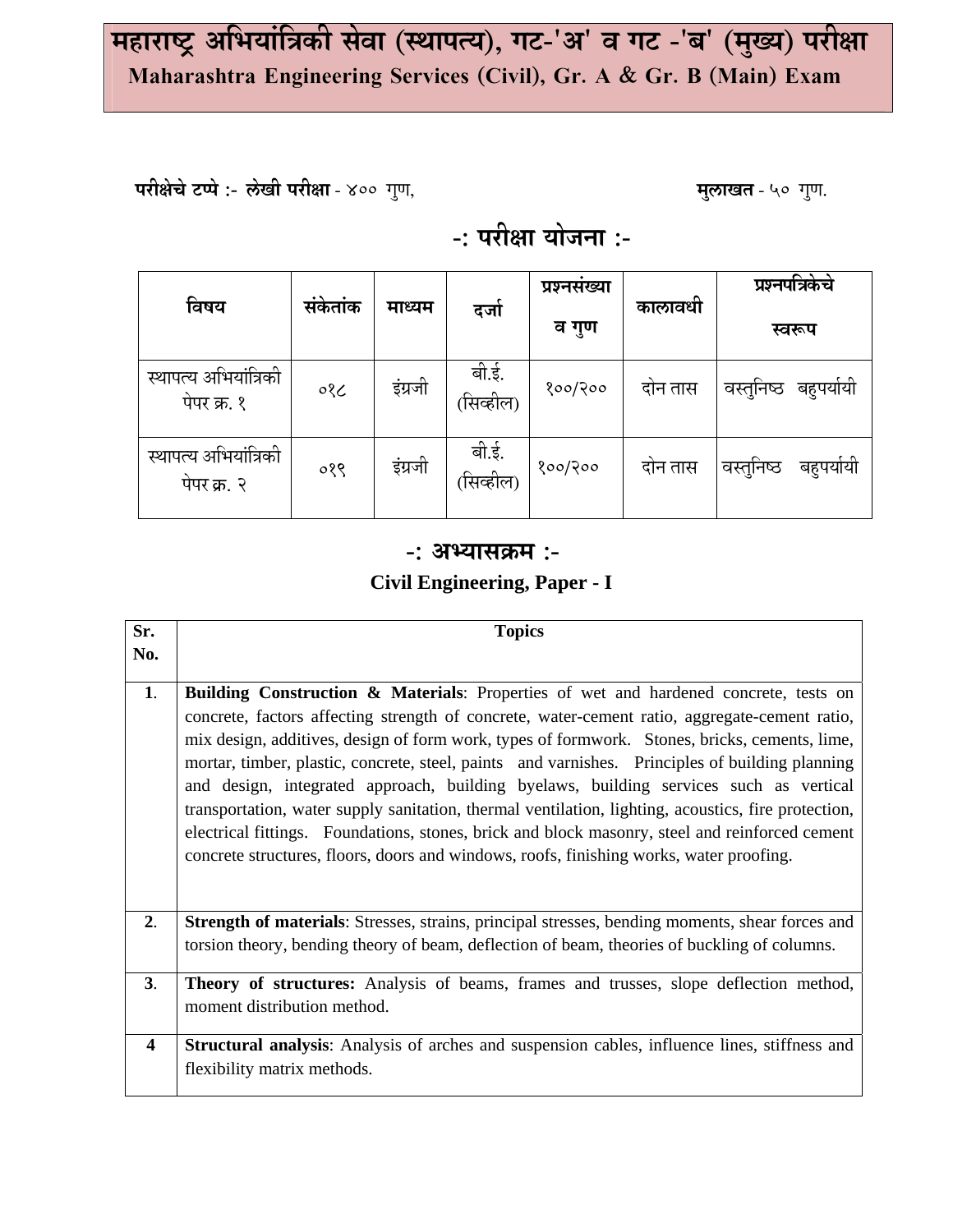# महाराष्ट्र अभियांत्रिकी सेवा (स्थापत्य), गट-'अ' व गट -'ब' (मुख्य) परीक्षा

## Maharashtra Engineering Services (Civil), Gr. A & Gr. B (Main) Exam

**परीक्षेचे टप्पे :- लेखी परीक्षा** - ४०० गुण, **मुलाखत** - ५० गुण.

## -: परीक्षा योजना :-

| विषय | संकेतांक | माध्यम | दर्जा | प्रश्नसंख्या व गुण | कालावधी | प्रश्नपत्रिकेचे स्वरूप |
|---|---|---|---|---|---|---|
| स्थापत्य अभियांत्रिकी पेपर क्र. १ | ०१८ | इंग्रजी | बी.ई. (सिव्हील) | १००/२०० | दोन तास | वस्तुनिष्ठ बहुपर्यायी |
| स्थापत्य अभियांत्रिकी पेपर क्र. २ | ०१९ | इंग्रजी | बी.ई. (सिव्हील) | १००/२०० | दोन तास | वस्तुनिष्ठ बहुपर्यायी |

## -: अभ्यासक्रम :-

### Civil Engineering, Paper - I

| Sr. No. | Topics |
|---|---|
| 1. | **Building Construction & Materials**: Properties of wet and hardened concrete, tests on concrete, factors affecting strength of concrete, water-cement ratio, aggregate-cement ratio, mix design, additives, design of form work, types of formwork. Stones, bricks, cements, lime, mortar, timber, plastic, concrete, steel, paints and varnishes. Principles of building planning and design, integrated approach, building byelaws, building services such as vertical transportation, water supply sanitation, thermal ventilation, lighting, acoustics, fire protection, electrical fittings. Foundations, stones, brick and block masonry, steel and reinforced cement concrete structures, floors, doors and windows, roofs, finishing works, water proofing. |
| 2. | **Strength of materials**: Stresses, strains, principal stresses, bending moments, shear forces and torsion theory, bending theory of beam, deflection of beam, theories of buckling of columns. |
| 3. | **Theory of structures:** Analysis of beams, frames and trusses, slope deflection method, moment distribution method. |
| 4 | **Structural analysis**: Analysis of arches and suspension cables, influence lines, stiffness and flexibility matrix methods. |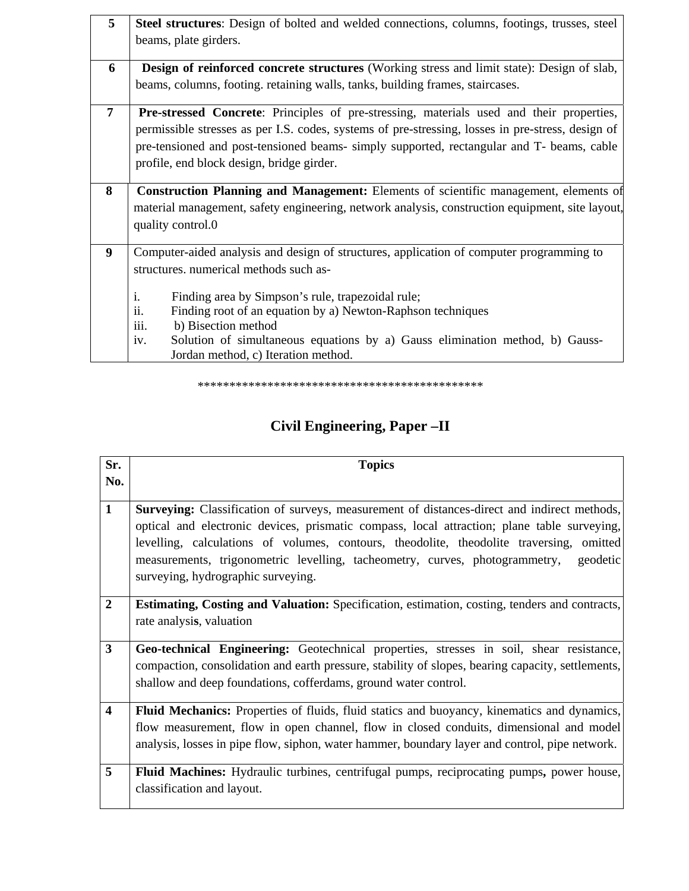| | |
|---|---|
| 5 | **Steel structures**: Design of bolted and welded connections, columns, footings, trusses, steel beams, plate girders. |
| 6 | **Design of reinforced concrete structures** (Working stress and limit state): Design of slab, beams, columns, footing. retaining walls, tanks, building frames, staircases. |
| 7 | **Pre-stressed Concrete**: Principles of pre-stressing, materials used and their properties, permissible stresses as per I.S. codes, systems of pre-stressing, losses in pre-stress, design of pre-tensioned and post-tensioned beams- simply supported, rectangular and T- beams, cable profile, end block design, bridge girder. |
| 8 | **Construction Planning and Management:** Elements of scientific management, elements of material management, safety engineering, network analysis, construction equipment, site layout, quality control.0 |
| 9 | Computer-aided analysis and design of structures, application of computer programming to structures. numerical methods such as-<br><br>i. Finding area by Simpson's rule, trapezoidal rule;<br>ii. Finding root of an equation by a) Newton-Raphson techniques<br>iii. b) Bisection method<br>iv. Solution of simultaneous equations by a) Gauss elimination method, b) Gauss-Jordan method, c) Iteration method. |

*********************************************

## Civil Engineering, Paper –II

| Sr. No. | Topics |
|---|---|
| 1 | **Surveying:** Classification of surveys, measurement of distances-direct and indirect methods, optical and electronic devices, prismatic compass, local attraction; plane table surveying, levelling, calculations of volumes, contours, theodolite, theodolite traversing, omitted measurements, trigonometric levelling, tacheometry, curves, photogrammetry, geodetic surveying, hydrographic surveying. |
| 2 | **Estimating, Costing and Valuation:** Specification, estimation, costing, tenders and contracts, rate analysis, valuation |
| 3 | **Geo-technical Engineering:** Geotechnical properties, stresses in soil, shear resistance, compaction, consolidation and earth pressure, stability of slopes, bearing capacity, settlements, shallow and deep foundations, cofferdams, ground water control. |
| 4 | **Fluid Mechanics:** Properties of fluids, fluid statics and buoyancy, kinematics and dynamics, flow measurement, flow in open channel, flow in closed conduits, dimensional and model analysis, losses in pipe flow, siphon, water hammer, boundary layer and control, pipe network. |
| 5 | **Fluid Machines:** Hydraulic turbines, centrifugal pumps, reciprocating pumps, power house, classification and layout. |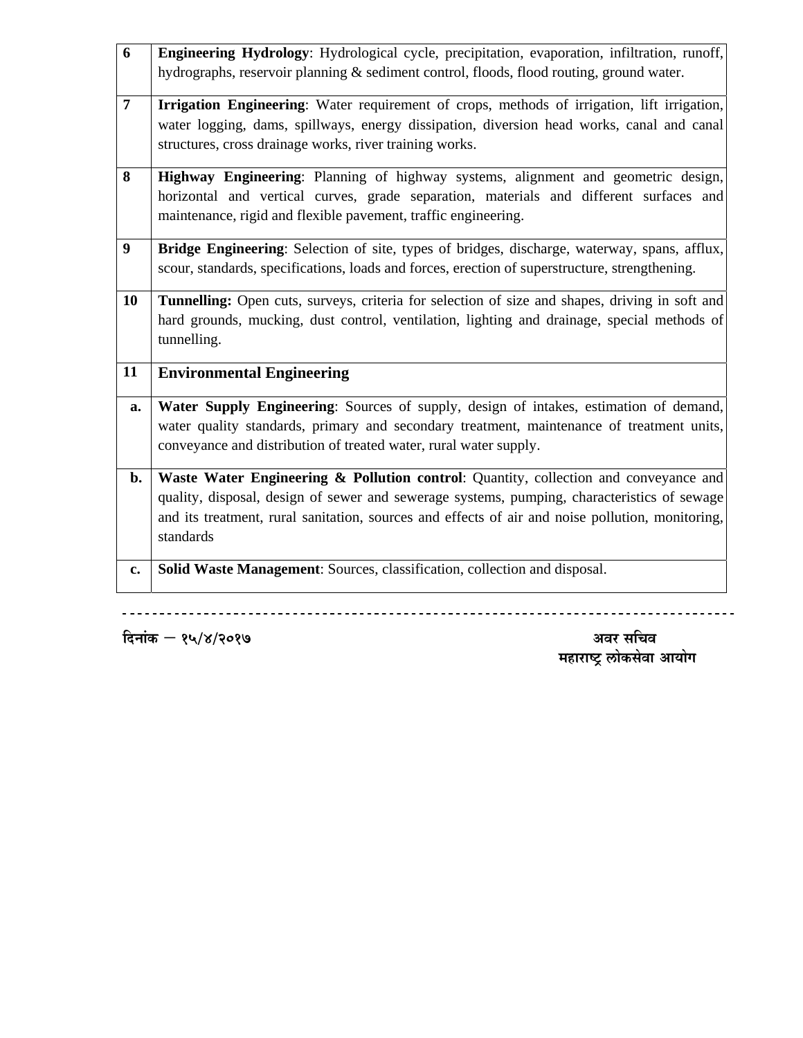| | |
|---|---|
| **6** | **Engineering Hydrology**: Hydrological cycle, precipitation, evaporation, infiltration, runoff, hydrographs, reservoir planning & sediment control, floods, flood routing, ground water. |
| **7** | **Irrigation Engineering**: Water requirement of crops, methods of irrigation, lift irrigation, water logging, dams, spillways, energy dissipation, diversion head works, canal and canal structures, cross drainage works, river training works. |
| **8** | **Highway Engineering**: Planning of highway systems, alignment and geometric design, horizontal and vertical curves, grade separation, materials and different surfaces and maintenance, rigid and flexible pavement, traffic engineering. |
| **9** | **Bridge Engineering**: Selection of site, types of bridges, discharge, waterway, spans, afflux, scour, standards, specifications, loads and forces, erection of superstructure, strengthening. |
| **10** | **Tunnelling:** Open cuts, surveys, criteria for selection of size and shapes, driving in soft and hard grounds, mucking, dust control, ventilation, lighting and drainage, special methods of tunnelling. |
| **11** | **Environmental Engineering** |
| **a.** | **Water Supply Engineering**: Sources of supply, design of intakes, estimation of demand, water quality standards, primary and secondary treatment, maintenance of treatment units, conveyance and distribution of treated water, rural water supply. |
| **b.** | **Waste Water Engineering & Pollution control**: Quantity, collection and conveyance and quality, disposal, design of sewer and sewerage systems, pumping, characteristics of sewage and its treatment, rural sanitation, sources and effects of air and noise pollution, monitoring, standards |
| **c.** | **Solid Waste Management**: Sources, classification, collection and disposal. |

---

**दिनांक – १५/४/२०१७**

**अवर सचिव**
**महाराष्ट्र लोकसेवा आयोग**